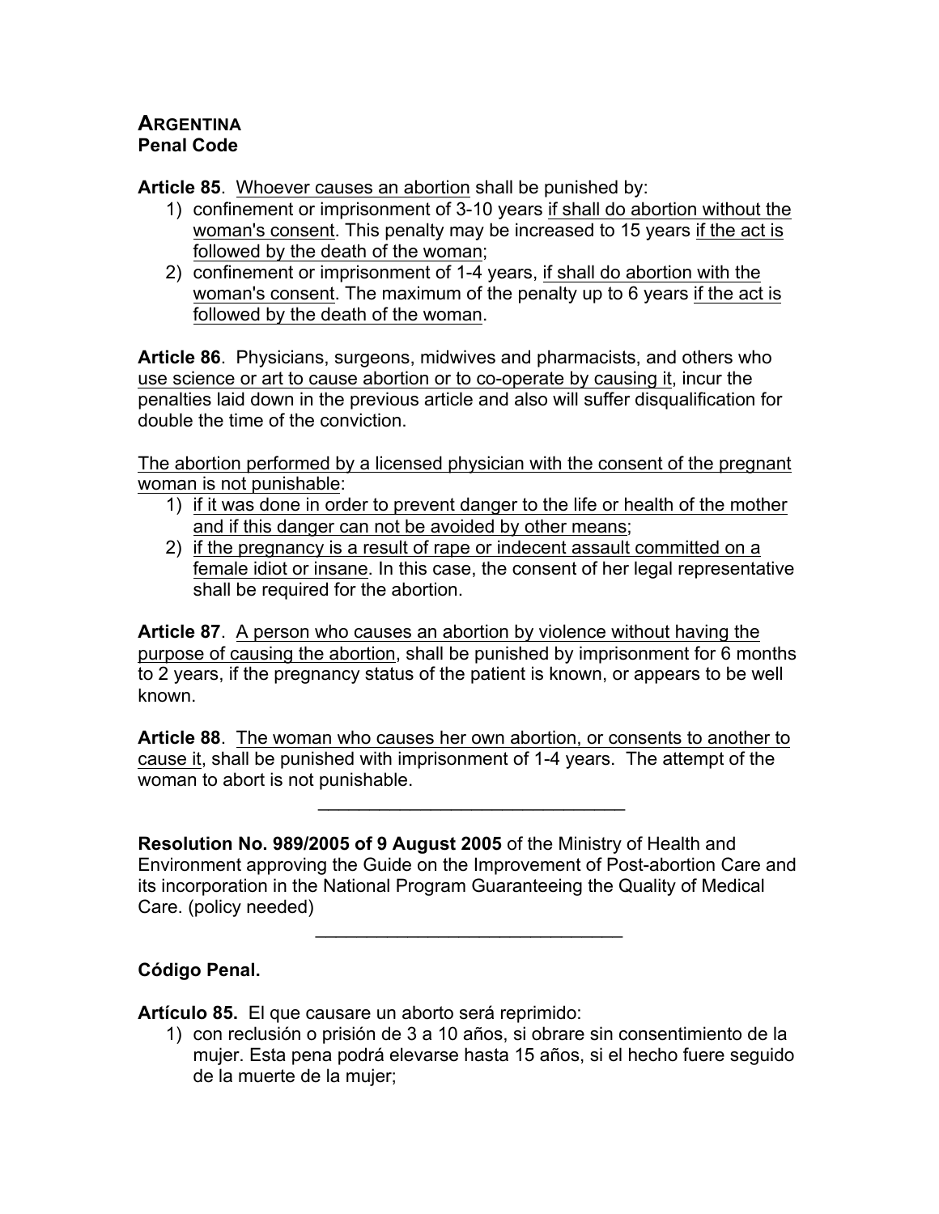# ARGENTINA
## Penal Code

**Article 85**. <u>Whoever causes an abortion</u> shall be punished by:

1) confinement or imprisonment of 3-10 years <u>if shall do abortion without the woman's consent</u>. This penalty may be increased to 15 years <u>if the act is followed by the death of the woman</u>;
2) confinement or imprisonment of 1-4 years, <u>if shall do abortion with the woman's consent</u>. The maximum of the penalty up to 6 years <u>if the act is followed by the death of the woman</u>.

**Article 86**. Physicians, surgeons, midwives and pharmacists, and others who <u>use science or art to cause abortion or to co-operate by causing it</u>, incur the penalties laid down in the previous article and also will suffer disqualification for double the time of the conviction.

<u>The abortion performed by a licensed physician with the consent of the pregnant woman is not punishable</u>:

1) <u>if it was done in order to prevent danger to the life or health of the mother and if this danger can not be avoided by other means</u>;
2) <u>if the pregnancy is a result of rape or indecent assault committed on a female idiot or insane</u>. In this case, the consent of her legal representative shall be required for the abortion.

**Article 87**. <u>A person who causes an abortion by violence without having the purpose of causing the abortion</u>, shall be punished by imprisonment for 6 months to 2 years, if the pregnancy status of the patient is known, or appears to be well known.

**Article 88**. <u>The woman who causes her own abortion, or consents to another to cause it</u>, shall be punished with imprisonment of 1-4 years. The attempt of the woman to abort is not punishable.

---

**Resolution No. 989/2005 of 9 August 2005** of the Ministry of Health and Environment approving the Guide on the Improvement of Post-abortion Care and its incorporation in the National Program Guaranteeing the Quality of Medical Care. (policy needed)

---

**Código Penal.**

**Artículo 85.** El que causare un aborto será reprimido:

1) con reclusión o prisión de 3 a 10 años, si obrare sin consentimiento de la mujer. Esta pena podrá elevarse hasta 15 años, si el hecho fuere seguido de la muerte de la mujer;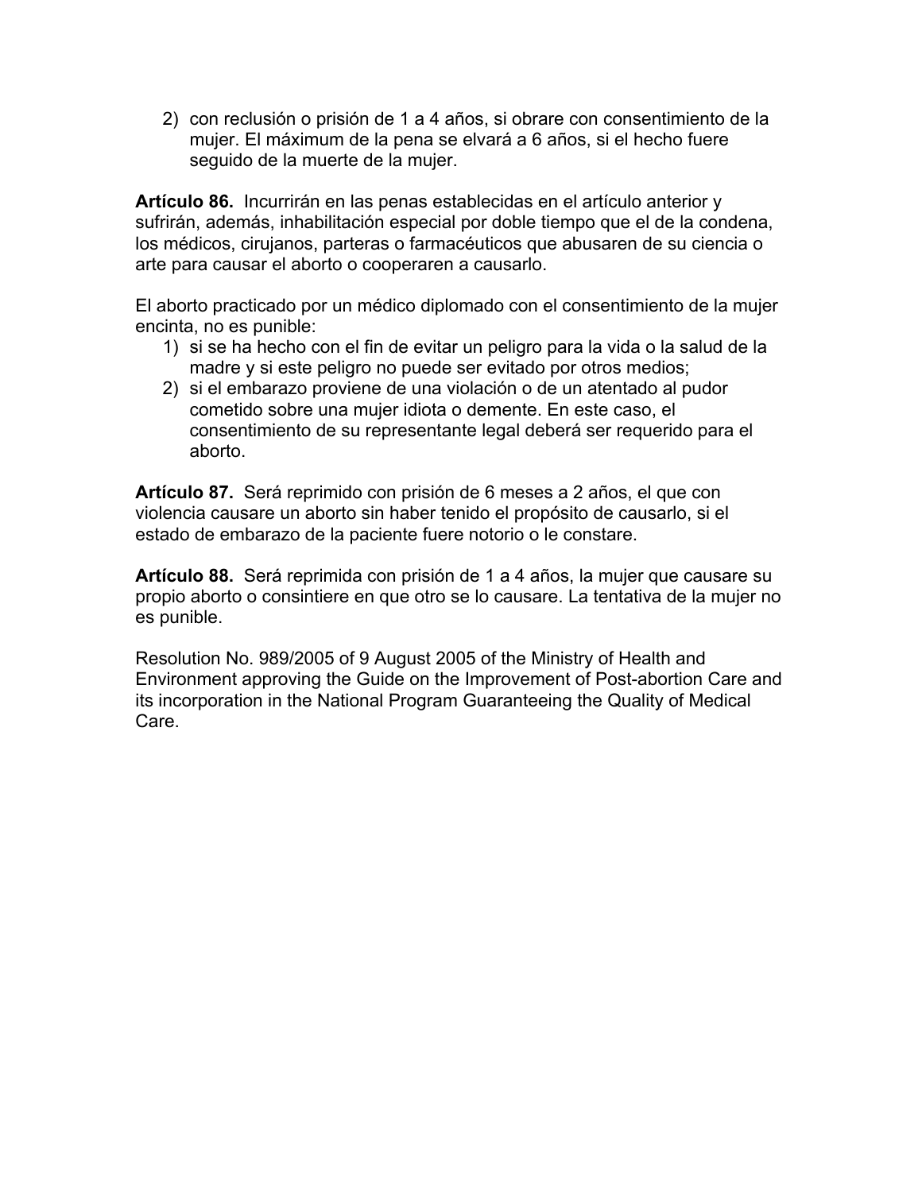2) con reclusión o prisión de 1 a 4 años, si obrare con consentimiento de la mujer. El máximum de la pena se elvará a 6 años, si el hecho fuere seguido de la muerte de la mujer.

**Artículo 86.** Incurrirán en las penas establecidas en el artículo anterior y sufrirán, además, inhabilitación especial por doble tiempo que el de la condena, los médicos, cirujanos, parteras o farmacéuticos que abusaren de su ciencia o arte para causar el aborto o cooperaren a causarlo.

El aborto practicado por un médico diplomado con el consentimiento de la mujer encinta, no es punible:

1) si se ha hecho con el fin de evitar un peligro para la vida o la salud de la madre y si este peligro no puede ser evitado por otros medios;
2) si el embarazo proviene de una violación o de un atentado al pudor cometido sobre una mujer idiota o demente. En este caso, el consentimiento de su representante legal deberá ser requerido para el aborto.

**Artículo 87.** Será reprimido con prisión de 6 meses a 2 años, el que con violencia causare un aborto sin haber tenido el propósito de causarlo, si el estado de embarazo de la paciente fuere notorio o le constare.

**Artículo 88.** Será reprimida con prisión de 1 a 4 años, la mujer que causare su propio aborto o consintiere en que otro se lo causare. La tentativa de la mujer no es punible.

Resolution No. 989/2005 of 9 August 2005 of the Ministry of Health and Environment approving the Guide on the Improvement of Post-abortion Care and its incorporation in the National Program Guaranteeing the Quality of Medical Care.